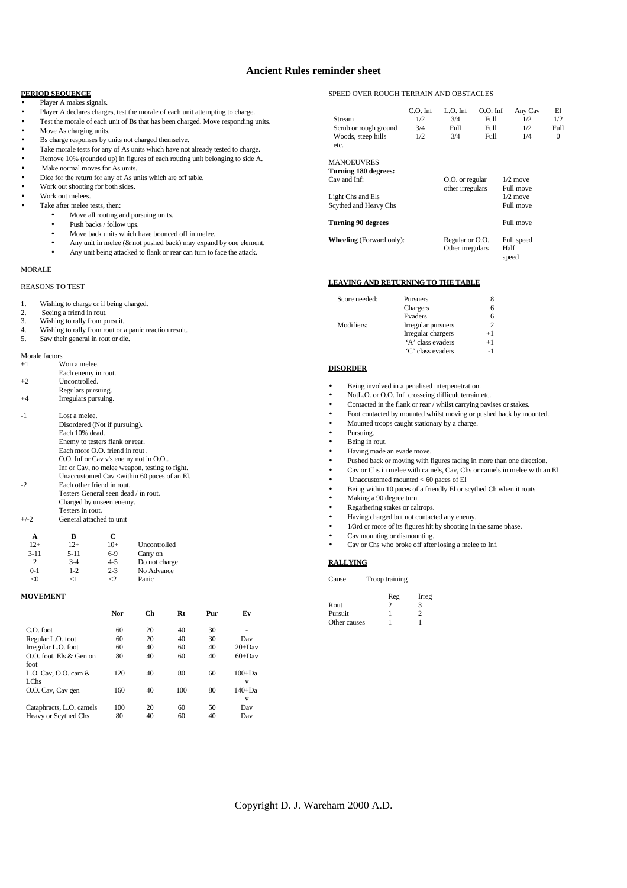# Ancient Rules reminder sheet

## PERIOD SEQUENCE

- Player A makes signals.
- Player A declares charges, test the morale of each unit attempting to charge.
- Test the morale of each unit of Bs that has been charged. Move responding units.
- Move As charging units.
- Bs charge responses by units not charged themselve.
- Take morale tests for any of As units which have not already tested to charge.
- Remove 10% (rounded up) in figures of each routing unit belonging to side A.
- Make normal moves for As units.
- Dice for the return for any of As units which are off table.
- Work out shooting for both sides.
- Work out melees.
- Take after melee tests, then:
  - Move all routing and pursuing units.
  - Push backs / follow ups.
  - Move back units which have bounced off in melee.
  - Any unit in melee (& not pushed back) may expand by one element.
  - Any unit being attacked to flank or rear can turn to face the attack.

## MORALE

REASONS TO TEST

1. Wishing to charge or if being charged.
2. Seeing a friend in rout.
3. Wishing to rally from pursuit.
4. Wishing to rally from rout or a panic reaction result.
5. Saw their general in rout or die.

Morale factors

| | |
|---|---|
| +1 | Won a melee. |
| | Each enemy in rout. |
| +2 | Uncontrolled. |
| | Regulars pursuing. |
| +4 | Irregulars pursuing. |
| -1 | Lost a melee. |
| | Disordered (Not if pursuing). |
| | Each 10% dead. |
| | Enemy to testers flank or rear. |
| | Each more O.O. friend in rout . |
| | O.O. Inf or Cav v's enemy not in O.O.. |
| | Inf or Cav, no melee weapon, testing to fight. |
| | Unaccustomed Cav <within 60 paces of an El. |
| -2 | Each other friend in rout. |
| | Testers General seen dead / in rout. |
| | Charged by unseen enemy. |
| | Testers in rout. |
| +/-2 | General attached to unit |

| A | B | C | |
|---|---|---|---|
| 12+ | 12+ | 10+ | Uncontrolled |
| 3-11 | 5-11 | 6-9 | Carry on |
| 2 | 3-4 | 4-5 | Do not charge |
| 0-1 | 1-2 | 2-3 | No Advance |
| <0 | <1 | <2 | Panic |

## MOVEMENT

| | Nor | Ch | Rt | Pur | Ev |
|---|---|---|---|---|---|
| C.O. foot | 60 | 20 | 40 | 30 | - |
| Regular L.O. foot | 60 | 20 | 40 | 30 | Dav |
| Irregular L.O. foot | 60 | 40 | 60 | 40 | 20+Dav |
| O.O. foot, Els & Gen on foot | 80 | 40 | 60 | 40 | 60+Dav |
| L.O. Cav, O.O. cam & LChs | 120 | 40 | 80 | 60 | 100+Dav |
| O.O. Cav, Cav gen | 160 | 40 | 100 | 80 | 140+Dav |
| Cataphracts, L.O. camels | 100 | 20 | 60 | 50 | Dav |
| Heavy or Scythed Chs | 80 | 40 | 60 | 40 | Dav |

SPEED OVER ROUGH TERRAIN AND OBSTACLES

| | C.O. Inf | L.O. Inf | O.O. Inf | Any Cav | El |
|---|---|---|---|---|---|
| Stream | 1/2 | 3/4 | Full | 1/2 | 1/2 |
| Scrub or rough ground | 3/4 | Full | Full | 1/2 | Full |
| Woods, steep hills etc. | 1/2 | 3/4 | Full | 1/4 | 0 |

MANOEUVRES

**Turning 180 degrees:**

| | | |
|---|---|---|
| Cav and Inf: | O.O. or regular | 1/2 move |
| | other irregulars | Full move |
| Light Chs and Els | | 1/2 move |
| Scythed and Heavy Chs | | Full move |
| **Turning 90 degrees** | | Full move |
| **Wheeling** (Forward only): | Regular or O.O. | Full speed |
| | Other irregulars | Half speed |

## LEAVING AND RETURNING TO THE TABLE

| | | |
|---|---|---|
| Score needed: | Pursuers | 8 |
| | Chargers | 6 |
| | Evaders | 6 |
| Modifiers: | Irregular pursuers | 2 |
| | Irregular chargers | +1 |
| | 'A' class evaders | +1 |
| | 'C' class evaders | -1 |

## DISORDER

- Being involved in a penalised interpenetration.
- NotL.O. or O.O. Inf crosseing difficult terrain etc.
- Contacted in the flank or rear / whilst carrying pavises or stakes.
- Foot contacted by mounted whilst moving or pushed back by mounted.
- Mounted troops caught stationary by a charge.
- Pursuing.
- Being in rout.
- Having made an evade move.
- Pushed back or moving with figures facing in more than one direction.
- Cav or Chs in melee with camels, Cav, Chs or camels in melee with an El
- Unaccustomed mounted < 60 paces of El
- Being within 10 paces of a friendly El or scythed Ch when it routs.
- Making a 90 degree turn.
- Regathering stakes or caltrops.
- Having charged but not contacted any enemy.
- 1/3rd or more of its figures hit by shooting in the same phase.
- Cav mounting or dismounting.
- Cav or Chs who broke off after losing a melee to Inf.

## RALLYING

Cause Troop training

| | Reg | Irreg |
|---|---|---|
| Rout | 2 | 3 |
| Pursuit | 1 | 2 |
| Other causes | 1 | 1 |

Copyright D. J. Wareham 2000 A.D.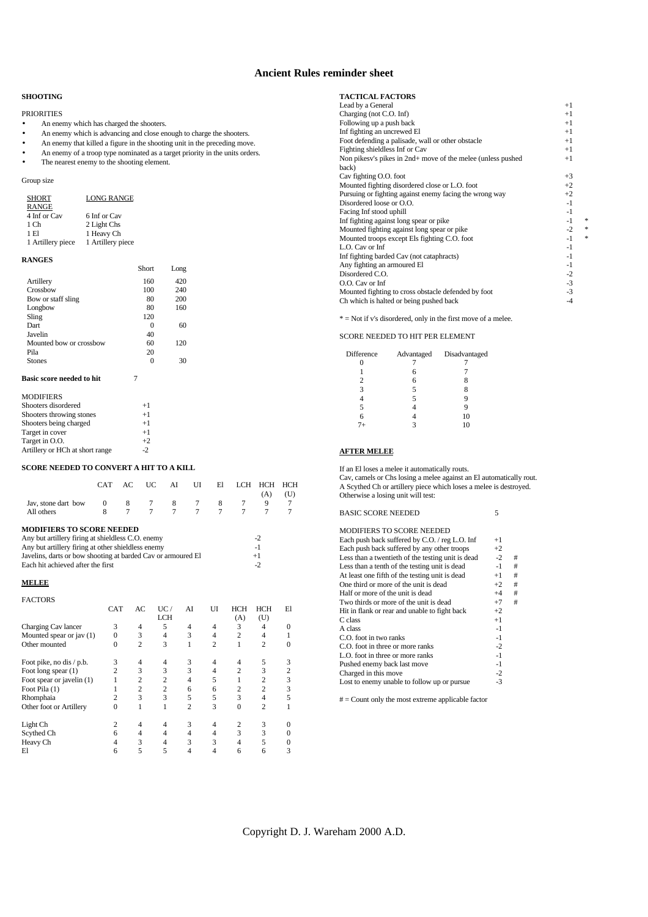# Ancient Rules reminder sheet

## SHOOTING

PRIORITIES

- An enemy which has charged the shooters.
- An enemy which is advancing and close enough to charge the shooters.
- An enemy that killed a figure in the shooting unit in the preceding move.
- An enemy of a troop type nominated as a target priority in the units orders.
- The nearest enemy to the shooting element.

Group size

| SHORT RANGE | LONG RANGE |
|---|---|
| 4 Inf or Cav | 6 Inf or Cav |
| 1 Ch | 2 Light Chs |
| 1 El | 1 Heavy Ch |
| 1 Artillery piece | 1 Artillery piece |

**RANGES**

| | Short | Long |
|---|---|---|
| Artillery | 160 | 420 |
| Crossbow | 100 | 240 |
| Bow or staff sling | 80 | 200 |
| Longbow | 80 | 160 |
| Sling | 120 | |
| Dart | 0 | 60 |
| Javelin | 40 | |
| Mounted bow or crossbow | 60 | 120 |
| Pila | 20 | |
| Stones | 0 | 30 |

**Basic score needed to hit** 7

MODIFIERS

| | |
|---|---|
| Shooters disordered | +1 |
| Shooters throwing stones | +1 |
| Shooters being charged | +1 |
| Target in cover | +1 |
| Target in O.O. | +2 |
| Artillery or HCh at short range | -2 |

**SCORE NEEDED TO CONVERT A HIT TO A KILL**

| | CAT | AC | UC | AI | UI | El | LCH | HCH (A) | HCH (U) |
|---|---|---|---|---|---|---|---|---|---|
| Jav, stone dart bow | 0 | 8 | 7 | 8 | 7 | 8 | 7 | 9 | 7 |
| All others | 8 | 7 | 7 | 7 | 7 | 7 | 7 | 7 | 7 |

**MODIFIERS TO SCORE NEEDED**

| | |
|---|---|
| Any but artillery firing at shieldless C.O. enemy | -2 |
| Any but artillery firing at other shieldless enemy | -1 |
| Javelins, darts or bow shooting at barded Cav or armoured El | +1 |
| Each hit achieved after the first | -2 |

## MELEE

FACTORS

| | CAT | AC | UC / LCH | AI | UI | HCH (A) | HCH (U) | El |
|---|---|---|---|---|---|---|---|---|
| Charging Cav lancer | 3 | 4 | 5 | 4 | 4 | 3 | 4 | 0 |
| Mounted spear or jav (1) | 0 | 3 | 4 | 3 | 4 | 2 | 4 | 1 |
| Other mounted | 0 | 2 | 3 | 1 | 2 | 1 | 2 | 0 |
| Foot pike, no dis / p.b. | 3 | 4 | 4 | 3 | 4 | 4 | 5 | 3 |
| Foot long spear (1) | 2 | 3 | 3 | 3 | 4 | 2 | 3 | 2 |
| Foot spear or javelin (1) | 1 | 2 | 2 | 4 | 5 | 1 | 2 | 3 |
| Foot Pila (1) | 1 | 2 | 2 | 6 | 6 | 2 | 2 | 3 |
| Rhomphaia | 2 | 3 | 3 | 5 | 5 | 3 | 4 | 5 |
| Other foot or Artillery | 0 | 1 | 1 | 2 | 3 | 0 | 2 | 1 |
| Light Ch | 2 | 4 | 4 | 3 | 4 | 2 | 3 | 0 |
| Scythed Ch | 6 | 4 | 4 | 4 | 4 | 3 | 3 | 0 |
| Heavy Ch | 4 | 3 | 4 | 3 | 3 | 4 | 5 | 0 |
| El | 6 | 5 | 5 | 4 | 4 | 6 | 6 | 3 |

**TACTICAL FACTORS**

| | | |
|---|---|---|
| Lead by a General | +1 | |
| Charging (not C.O. Inf) | +1 | |
| Following up a push back | +1 | |
| Inf fighting an uncrewed El | +1 | |
| Foot defending a palisade, wall or other obstacle | +1 | |
| Fighting shieldless Inf or Cav | +1 | |
| Non pikesv's pikes in 2nd+ move of the melee (unless pushed back) | +1 | |
| Cav fighting O.O. foot | +3 | |
| Mounted fighting disordered close or L.O. foot | +2 | |
| Pursuing or fighting against enemy facing the wrong way | +2 | |
| Disordered loose or O.O. | -1 | |
| Facing Inf stood uphill | -1 | |
| Inf fighting against long spear or pike | -1 | * |
| Mounted fighting against long spear or pike | -2 | * |
| Mounted troops except Els fighting C.O. foot | -1 | * |
| L.O. Cav or Inf | -1 | |
| Inf fighting barded Cav (not cataphracts) | -1 | |
| Any fighting an armoured El | -1 | |
| Disordered C.O. | -2 | |
| O.O. Cav or Inf | -3 | |
| Mounted fighting to cross obstacle defended by foot | -3 | |
| Ch which is halted or being pushed back | -4 | |

* = Not if v's disordered, only in the first move of a melee.

SCORE NEEDED TO HIT PER ELEMENT

| Difference | Advantaged | Disadvantaged |
|---|---|---|
| 0 | 7 | 7 |
| 1 | 6 | 7 |
| 2 | 6 | 8 |
| 3 | 5 | 8 |
| 4 | 5 | 9 |
| 5 | 4 | 9 |
| 6 | 4 | 10 |
| 7+ | 3 | 10 |

## AFTER MELEE

If an El loses a melee it automatically routs.
Cav, camels or Chs losing a melee against an El automatically rout.
A Scythed Ch or artillery piece which loses a melee is destroyed.
Otherwise a losing unit will test:

BASIC SCORE NEEDED 5

MODIFIERS TO SCORE NEEDED

| | | |
|---|---|---|
| Each push back suffered by C.O. / reg L.O. Inf | +1 | |
| Each push back suffered by any other troops | +2 | |
| Less than a twentieth of the testing unit is dead | -2 | # |
| Less than a tenth of the testing unit is dead | -1 | # |
| At least one fifth of the testing unit is dead | +1 | # |
| One third or more of the unit is dead | +2 | # |
| Half or more of the unit is dead | +4 | # |
| Two thirds or more of the unit is dead | +7 | # |
| Hit in flank or rear and unable to fight back | +2 | |
| C class | +1 | |
| A class | -1 | |
| C.O. foot in two ranks | -1 | |
| C.O. foot in three or more ranks | -2 | |
| L.O. foot in three or more ranks | -1 | |
| Pushed enemy back last move | -1 | |
| Charged in this move | -2 | |
| Lost to enemy unable to follow up or pursue | -3 | |

# = Count only the most extreme applicable factor

Copyright D. J. Wareham 2000 A.D.